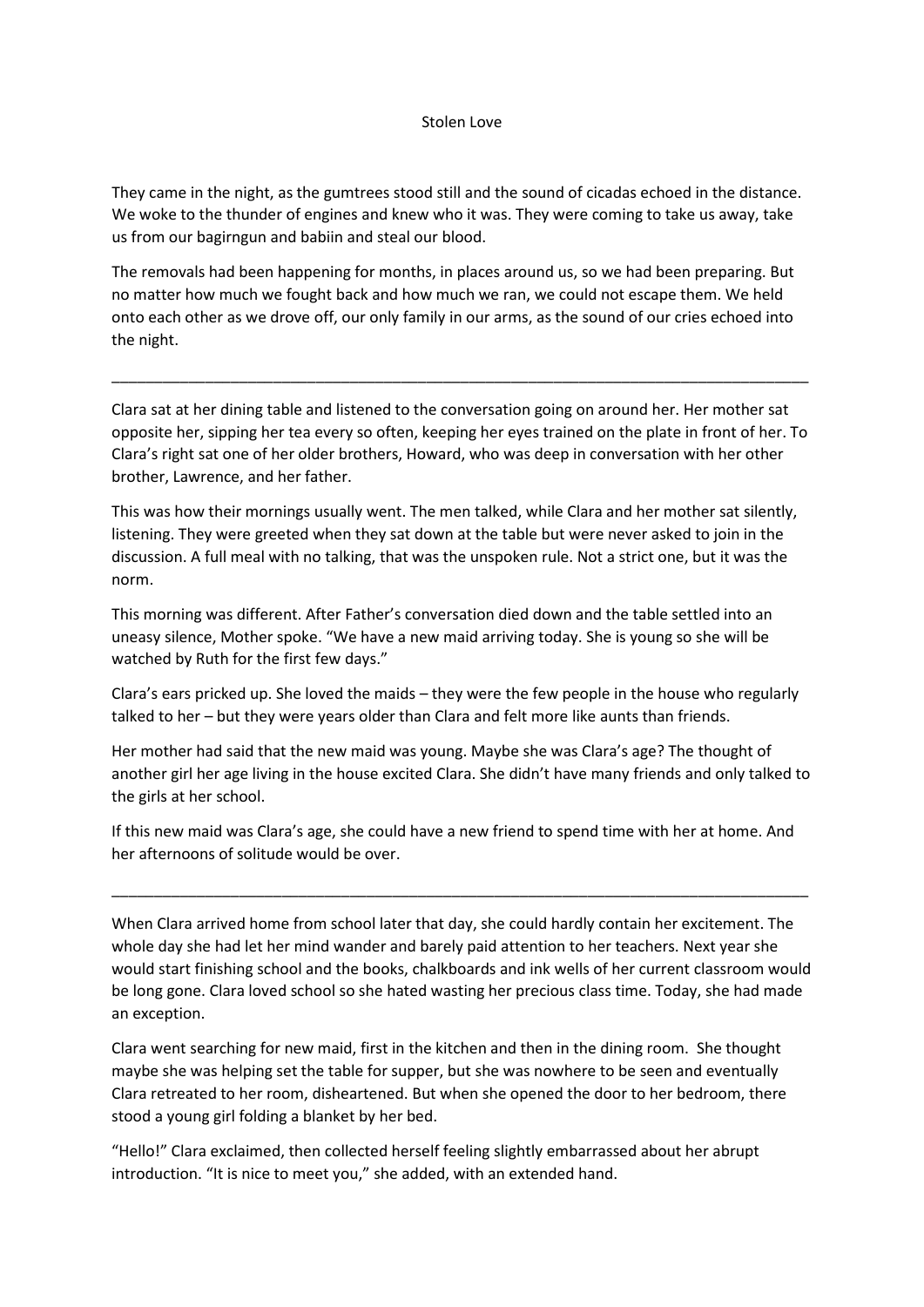# Stolen Love

They came in the night, as the gumtrees stood still and the sound of cicadas echoed in the distance. We woke to the thunder of engines and knew who it was. They were coming to take us away, take us from our bagirngun and babiin and steal our blood.

The removals had been happening for months, in places around us, so we had been preparing. But no matter how much we fought back and how much we ran, we could not escape them. We held onto each other as we drove off, our only family in our arms, as the sound of our cries echoed into the night.

---

Clara sat at her dining table and listened to the conversation going on around her. Her mother sat opposite her, sipping her tea every so often, keeping her eyes trained on the plate in front of her. To Clara's right sat one of her older brothers, Howard, who was deep in conversation with her other brother, Lawrence, and her father.

This was how their mornings usually went. The men talked, while Clara and her mother sat silently, listening. They were greeted when they sat down at the table but were never asked to join in the discussion. A full meal with no talking, that was the unspoken rule. Not a strict one, but it was the norm.

This morning was different. After Father's conversation died down and the table settled into an uneasy silence, Mother spoke. "We have a new maid arriving today. She is young so she will be watched by Ruth for the first few days."

Clara's ears pricked up. She loved the maids – they were the few people in the house who regularly talked to her – but they were years older than Clara and felt more like aunts than friends.

Her mother had said that the new maid was young. Maybe she was Clara's age? The thought of another girl her age living in the house excited Clara. She didn't have many friends and only talked to the girls at her school.

If this new maid was Clara's age, she could have a new friend to spend time with her at home. And her afternoons of solitude would be over.

---

When Clara arrived home from school later that day, she could hardly contain her excitement. The whole day she had let her mind wander and barely paid attention to her teachers. Next year she would start finishing school and the books, chalkboards and ink wells of her current classroom would be long gone. Clara loved school so she hated wasting her precious class time. Today, she had made an exception.

Clara went searching for new maid, first in the kitchen and then in the dining room. She thought maybe she was helping set the table for supper, but she was nowhere to be seen and eventually Clara retreated to her room, disheartened. But when she opened the door to her bedroom, there stood a young girl folding a blanket by her bed.

"Hello!" Clara exclaimed, then collected herself feeling slightly embarrassed about her abrupt introduction. "It is nice to meet you," she added, with an extended hand.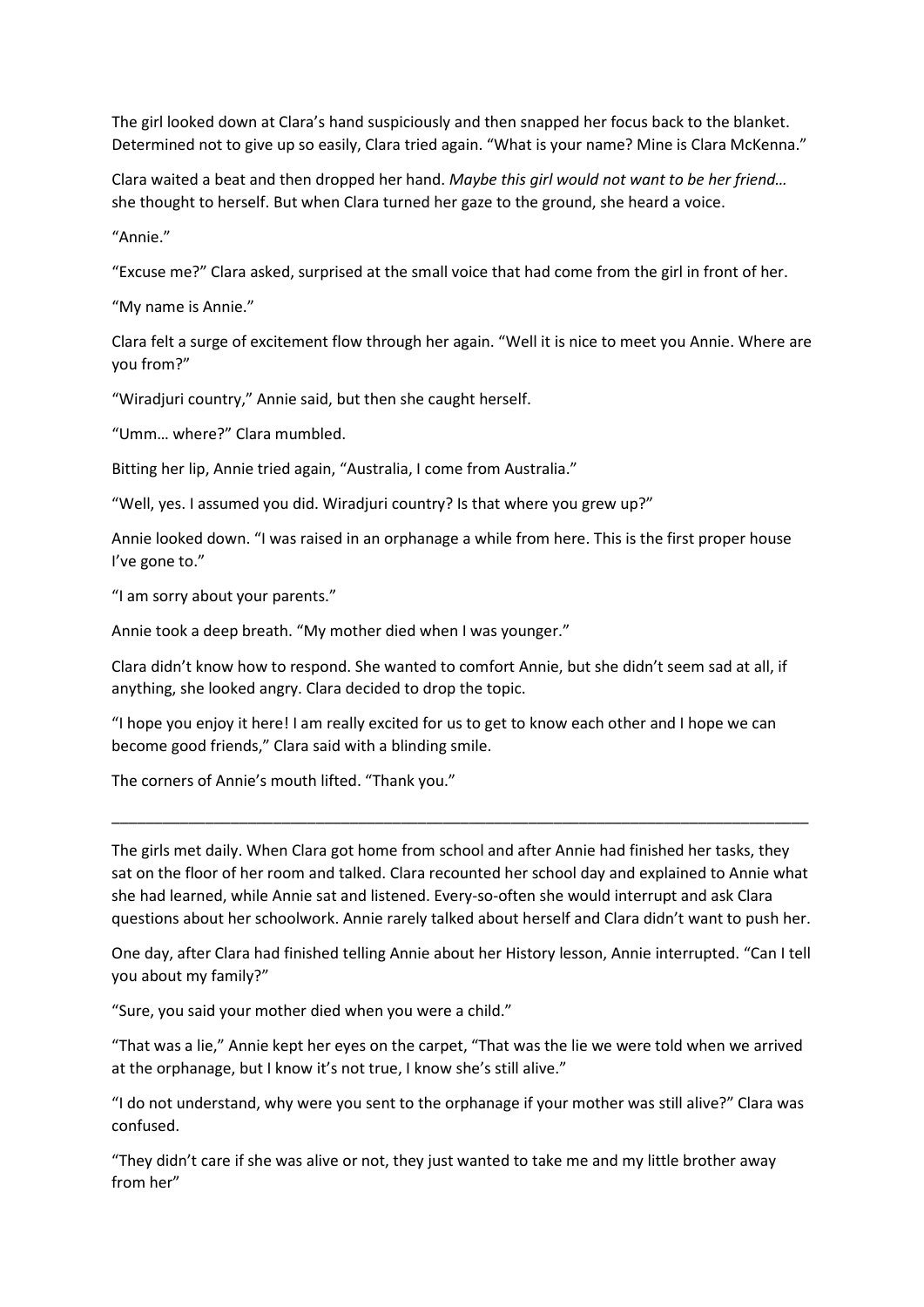The girl looked down at Clara's hand suspiciously and then snapped her focus back to the blanket. Determined not to give up so easily, Clara tried again. "What is your name? Mine is Clara McKenna."

Clara waited a beat and then dropped her hand. *Maybe this girl would not want to be her friend…* she thought to herself. But when Clara turned her gaze to the ground, she heard a voice.

"Annie."

"Excuse me?" Clara asked, surprised at the small voice that had come from the girl in front of her.

"My name is Annie."

Clara felt a surge of excitement flow through her again. "Well it is nice to meet you Annie. Where are you from?"

"Wiradjuri country," Annie said, but then she caught herself.

"Umm… where?" Clara mumbled.

Bitting her lip, Annie tried again, "Australia, I come from Australia."

"Well, yes. I assumed you did. Wiradjuri country? Is that where you grew up?"

Annie looked down. "I was raised in an orphanage a while from here. This is the first proper house I've gone to."

"I am sorry about your parents."

Annie took a deep breath. "My mother died when I was younger."

Clara didn't know how to respond. She wanted to comfort Annie, but she didn't seem sad at all, if anything, she looked angry. Clara decided to drop the topic.

"I hope you enjoy it here! I am really excited for us to get to know each other and I hope we can become good friends," Clara said with a blinding smile.

The corners of Annie's mouth lifted. "Thank you."

---

The girls met daily. When Clara got home from school and after Annie had finished her tasks, they sat on the floor of her room and talked. Clara recounted her school day and explained to Annie what she had learned, while Annie sat and listened. Every-so-often she would interrupt and ask Clara questions about her schoolwork. Annie rarely talked about herself and Clara didn't want to push her.

One day, after Clara had finished telling Annie about her History lesson, Annie interrupted. "Can I tell you about my family?"

"Sure, you said your mother died when you were a child."

"That was a lie," Annie kept her eyes on the carpet, "That was the lie we were told when we arrived at the orphanage, but I know it's not true, I know she's still alive."

"I do not understand, why were you sent to the orphanage if your mother was still alive?" Clara was confused.

"They didn't care if she was alive or not, they just wanted to take me and my little brother away from her"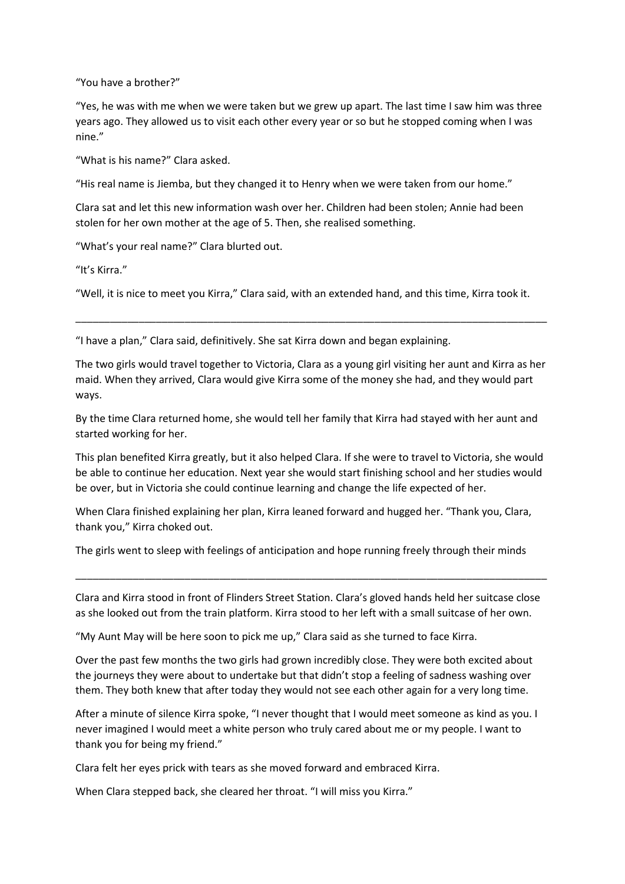"You have a brother?"

"Yes, he was with me when we were taken but we grew up apart. The last time I saw him was three years ago. They allowed us to visit each other every year or so but he stopped coming when I was nine."

"What is his name?" Clara asked.

"His real name is Jiemba, but they changed it to Henry when we were taken from our home."

Clara sat and let this new information wash over her. Children had been stolen; Annie had been stolen for her own mother at the age of 5. Then, she realised something.

"What's your real name?" Clara blurted out.

"It's Kirra."

"Well, it is nice to meet you Kirra," Clara said, with an extended hand, and this time, Kirra took it.

---

"I have a plan," Clara said, definitively. She sat Kirra down and began explaining.

The two girls would travel together to Victoria, Clara as a young girl visiting her aunt and Kirra as her maid. When they arrived, Clara would give Kirra some of the money she had, and they would part ways.

By the time Clara returned home, she would tell her family that Kirra had stayed with her aunt and started working for her.

This plan benefited Kirra greatly, but it also helped Clara. If she were to travel to Victoria, she would be able to continue her education. Next year she would start finishing school and her studies would be over, but in Victoria she could continue learning and change the life expected of her.

When Clara finished explaining her plan, Kirra leaned forward and hugged her. "Thank you, Clara, thank you," Kirra choked out.

The girls went to sleep with feelings of anticipation and hope running freely through their minds

---

Clara and Kirra stood in front of Flinders Street Station. Clara's gloved hands held her suitcase close as she looked out from the train platform. Kirra stood to her left with a small suitcase of her own.

"My Aunt May will be here soon to pick me up," Clara said as she turned to face Kirra.

Over the past few months the two girls had grown incredibly close. They were both excited about the journeys they were about to undertake but that didn't stop a feeling of sadness washing over them. They both knew that after today they would not see each other again for a very long time.

After a minute of silence Kirra spoke, "I never thought that I would meet someone as kind as you. I never imagined I would meet a white person who truly cared about me or my people. I want to thank you for being my friend."

Clara felt her eyes prick with tears as she moved forward and embraced Kirra.

When Clara stepped back, she cleared her throat. "I will miss you Kirra."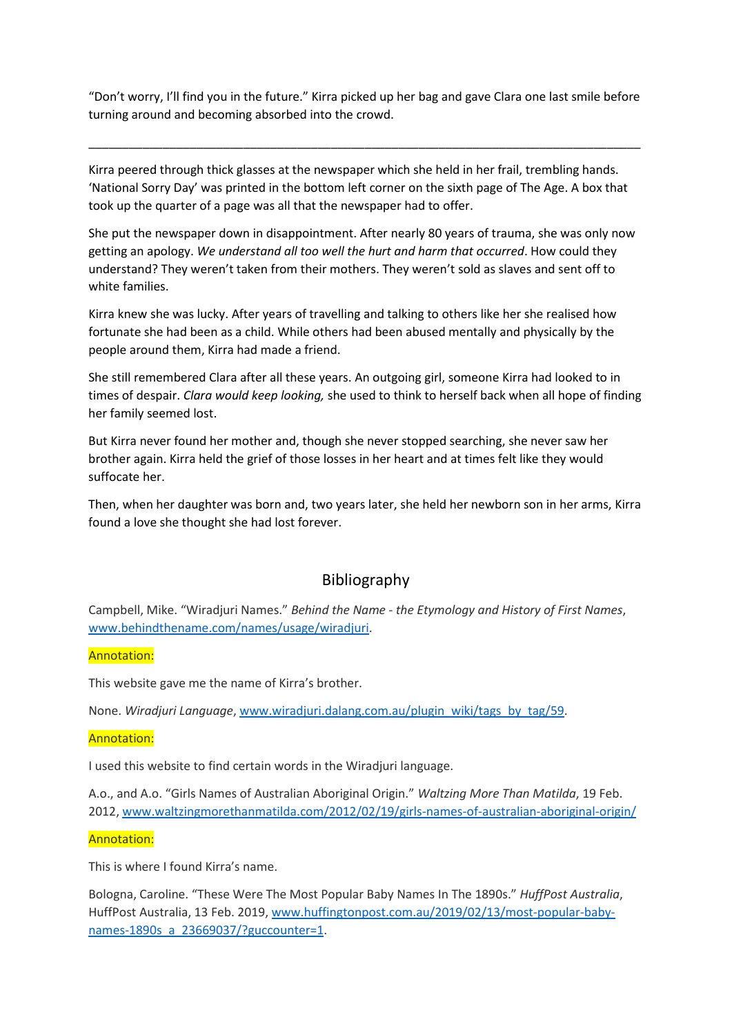"Don't worry, I'll find you in the future." Kirra picked up her bag and gave Clara one last smile before turning around and becoming absorbed into the crowd.

---

Kirra peered through thick glasses at the newspaper which she held in her frail, trembling hands. 'National Sorry Day' was printed in the bottom left corner on the sixth page of The Age. A box that took up the quarter of a page was all that the newspaper had to offer.

She put the newspaper down in disappointment. After nearly 80 years of trauma, she was only now getting an apology. *We understand all too well the hurt and harm that occurred*. How could they understand? They weren't taken from their mothers. They weren't sold as slaves and sent off to white families.

Kirra knew she was lucky. After years of travelling and talking to others like her she realised how fortunate she had been as a child. While others had been abused mentally and physically by the people around them, Kirra had made a friend.

She still remembered Clara after all these years. An outgoing girl, someone Kirra had looked to in times of despair. *Clara would keep looking,* she used to think to herself back when all hope of finding her family seemed lost.

But Kirra never found her mother and, though she never stopped searching, she never saw her brother again. Kirra held the grief of those losses in her heart and at times felt like they would suffocate her.

Then, when her daughter was born and, two years later, she held her newborn son in her arms, Kirra found a love she thought she had lost forever.

## Bibliography

Campbell, Mike. "Wiradjuri Names." *Behind the Name - the Etymology and History of First Names*, www.behindthename.com/names/usage/wiradjuri.

Annotation:

This website gave me the name of Kirra's brother.

None. *Wiradjuri Language*, www.wiradjuri.dalang.com.au/plugin_wiki/tags_by_tag/59.

Annotation:

I used this website to find certain words in the Wiradjuri language.

A.o., and A.o. "Girls Names of Australian Aboriginal Origin." *Waltzing More Than Matilda*, 19 Feb. 2012, www.waltzingmorethanmatilda.com/2012/02/19/girls-names-of-australian-aboriginal-origin/

Annotation:

This is where I found Kirra's name.

Bologna, Caroline. "These Were The Most Popular Baby Names In The 1890s." *HuffPost Australia*, HuffPost Australia, 13 Feb. 2019, www.huffingtonpost.com.au/2019/02/13/most-popular-baby-names-1890s_a_23669037/?guccounter=1.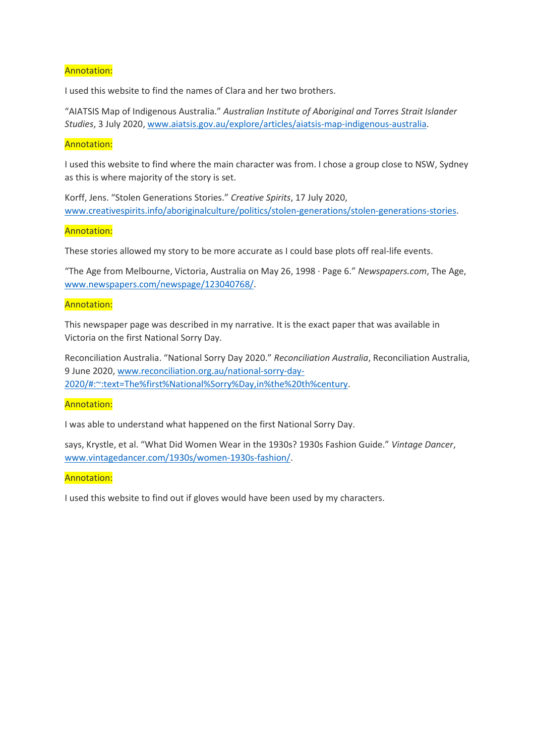Annotation:

I used this website to find the names of Clara and her two brothers.

"AIATSIS Map of Indigenous Australia." *Australian Institute of Aboriginal and Torres Strait Islander Studies*, 3 July 2020, [www.aiatsis.gov.au/explore/articles/aiatsis-map-indigenous-australia](www.aiatsis.gov.au/explore/articles/aiatsis-map-indigenous-australia).

Annotation:

I used this website to find where the main character was from. I chose a group close to NSW, Sydney as this is where majority of the story is set.

Korff, Jens. "Stolen Generations Stories." *Creative Spirits*, 17 July 2020, [www.creativespirits.info/aboriginalculture/politics/stolen-generations/stolen-generations-stories](www.creativespirits.info/aboriginalculture/politics/stolen-generations/stolen-generations-stories).

Annotation:

These stories allowed my story to be more accurate as I could base plots off real-life events.

"The Age from Melbourne, Victoria, Australia on May 26, 1998 · Page 6." *Newspapers.com*, The Age, [www.newspapers.com/newspage/123040768/](www.newspapers.com/newspage/123040768/).

Annotation:

This newspaper page was described in my narrative. It is the exact paper that was available in Victoria on the first National Sorry Day.

Reconciliation Australia. "National Sorry Day 2020." *Reconciliation Australia*, Reconciliation Australia, 9 June 2020, [www.reconciliation.org.au/national-sorry-day-2020/#:~:text=The%first%National%Sorry%Day,in%the%20th%century](www.reconciliation.org.au/national-sorry-day-2020/#:~:text=The%first%National%Sorry%Day,in%the%20th%century).

Annotation:

I was able to understand what happened on the first National Sorry Day.

says, Krystle, et al. "What Did Women Wear in the 1930s? 1930s Fashion Guide." *Vintage Dancer*, [www.vintagedancer.com/1930s/women-1930s-fashion/](www.vintagedancer.com/1930s/women-1930s-fashion/).

Annotation:

I used this website to find out if gloves would have been used by my characters.